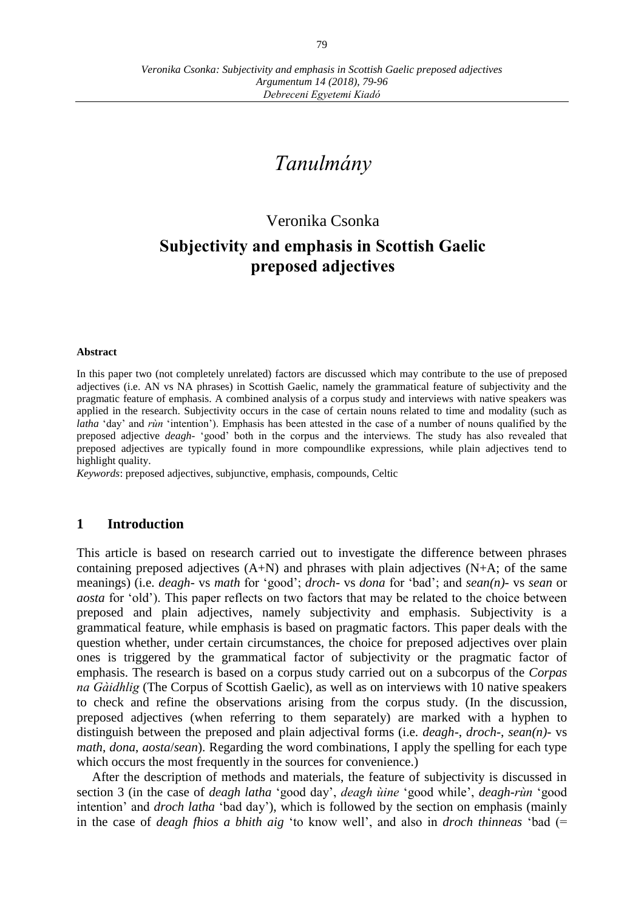# *Tanulmány*

Veronika Csonka

## Subjectivity and emphasis in Scottish Gaelic preposed adjectives

**Abstract**

In this paper two (not completely unrelated) factors are discussed which may contribute to the use of preposed adjectives (i.e. AN vs NA phrases) in Scottish Gaelic, namely the grammatical feature of subjectivity and the pragmatic feature of emphasis. A combined analysis of a corpus study and interviews with native speakers was applied in the research. Subjectivity occurs in the case of certain nouns related to time and modality (such as *latha* 'day' and *rùn* 'intention'). Emphasis has been attested in the case of a number of nouns qualified by the preposed adjective *deagh-* 'good' both in the corpus and the interviews. The study has also revealed that preposed adjectives are typically found in more compoundlike expressions, while plain adjectives tend to highlight quality.

*Keywords*: preposed adjectives, subjunctive, emphasis, compounds, Celtic

## 1 Introduction

This article is based on research carried out to investigate the difference between phrases containing preposed adjectives (A+N) and phrases with plain adjectives (N+A; of the same meanings) (i.e. *deagh-* vs *math* for 'good'; *droch-* vs *dona* for 'bad'; and *sean(n)-* vs *sean* or *aosta* for 'old'). This paper reflects on two factors that may be related to the choice between preposed and plain adjectives, namely subjectivity and emphasis. Subjectivity is a grammatical feature, while emphasis is based on pragmatic factors. This paper deals with the question whether, under certain circumstances, the choice for preposed adjectives over plain ones is triggered by the grammatical factor of subjectivity or the pragmatic factor of emphasis. The research is based on a corpus study carried out on a subcorpus of the *Corpas na Gàidhlig* (The Corpus of Scottish Gaelic), as well as on interviews with 10 native speakers to check and refine the observations arising from the corpus study. (In the discussion, preposed adjectives (when referring to them separately) are marked with a hyphen to distinguish between the preposed and plain adjectival forms (i.e. *deagh-*, *droch-*, *sean(n)-* vs *math*, *dona*, *aosta*/*sean*). Regarding the word combinations, I apply the spelling for each type which occurs the most frequently in the sources for convenience.)

After the description of methods and materials, the feature of subjectivity is discussed in section 3 (in the case of *deagh latha* 'good day', *deagh ùine* 'good while', *deagh-rùn* 'good intention' and *droch latha* 'bad day'), which is followed by the section on emphasis (mainly in the case of *deagh fhios a bhith aig* 'to know well', and also in *droch thinneas* 'bad (=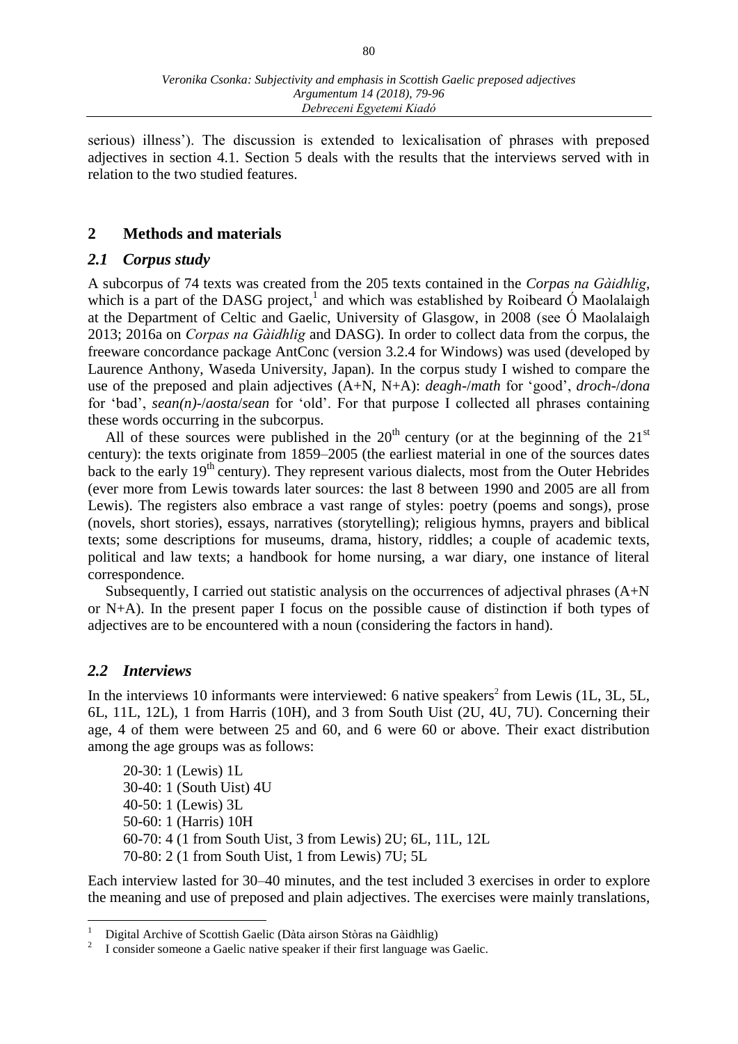serious) illness'). The discussion is extended to lexicalisation of phrases with preposed adjectives in section 4.1. Section 5 deals with the results that the interviews served with in relation to the two studied features.

## 2 Methods and materials

### *2.1 Corpus study*

A subcorpus of 74 texts was created from the 205 texts contained in the *Corpas na Gàidhlig*, which is a part of the DASG project,[1] and which was established by Roibeard Ó Maolalaigh at the Department of Celtic and Gaelic, University of Glasgow, in 2008 (see Ó Maolalaigh 2013; 2016a on *Corpas na Gàidhlig* and DASG). In order to collect data from the corpus, the freeware concordance package AntConc (version 3.2.4 for Windows) was used (developed by Laurence Anthony, Waseda University, Japan). In the corpus study I wished to compare the use of the preposed and plain adjectives (A+N, N+A): *deagh-*/*math* for 'good', *droch-*/*dona* for 'bad', *sean(n)-*/*aosta*/*sean* for 'old'. For that purpose I collected all phrases containing these words occurring in the subcorpus.

All of these sources were published in the 20th century (or at the beginning of the 21st century): the texts originate from 1859–2005 (the earliest material in one of the sources dates back to the early 19th century). They represent various dialects, most from the Outer Hebrides (ever more from Lewis towards later sources: the last 8 between 1990 and 2005 are all from Lewis). The registers also embrace a vast range of styles: poetry (poems and songs), prose (novels, short stories), essays, narratives (storytelling); religious hymns, prayers and biblical texts; some descriptions for museums, drama, history, riddles; a couple of academic texts, political and law texts; a handbook for home nursing, a war diary, one instance of literal correspondence.

Subsequently, I carried out statistic analysis on the occurrences of adjectival phrases (A+N or N+A). In the present paper I focus on the possible cause of distinction if both types of adjectives are to be encountered with a noun (considering the factors in hand).

### *2.2 Interviews*

In the interviews 10 informants were interviewed: 6 native speakers[2] from Lewis (1L, 3L, 5L, 6L, 11L, 12L), 1 from Harris (10H), and 3 from South Uist (2U, 4U, 7U). Concerning their age, 4 of them were between 25 and 60, and 6 were 60 or above. Their exact distribution among the age groups was as follows:

20-30: 1 (Lewis) 1L
30-40: 1 (South Uist) 4U
40-50: 1 (Lewis) 3L
50-60: 1 (Harris) 10H
60-70: 4 (1 from South Uist, 3 from Lewis) 2U; 6L, 11L, 12L
70-80: 2 (1 from South Uist, 1 from Lewis) 7U; 5L

Each interview lasted for 30–40 minutes, and the test included 3 exercises in order to explore the meaning and use of preposed and plain adjectives. The exercises were mainly translations,

---

[1] Digital Archive of Scottish Gaelic (Dàta airson Stòras na Gàidhlig)

[2] I consider someone a Gaelic native speaker if their first language was Gaelic.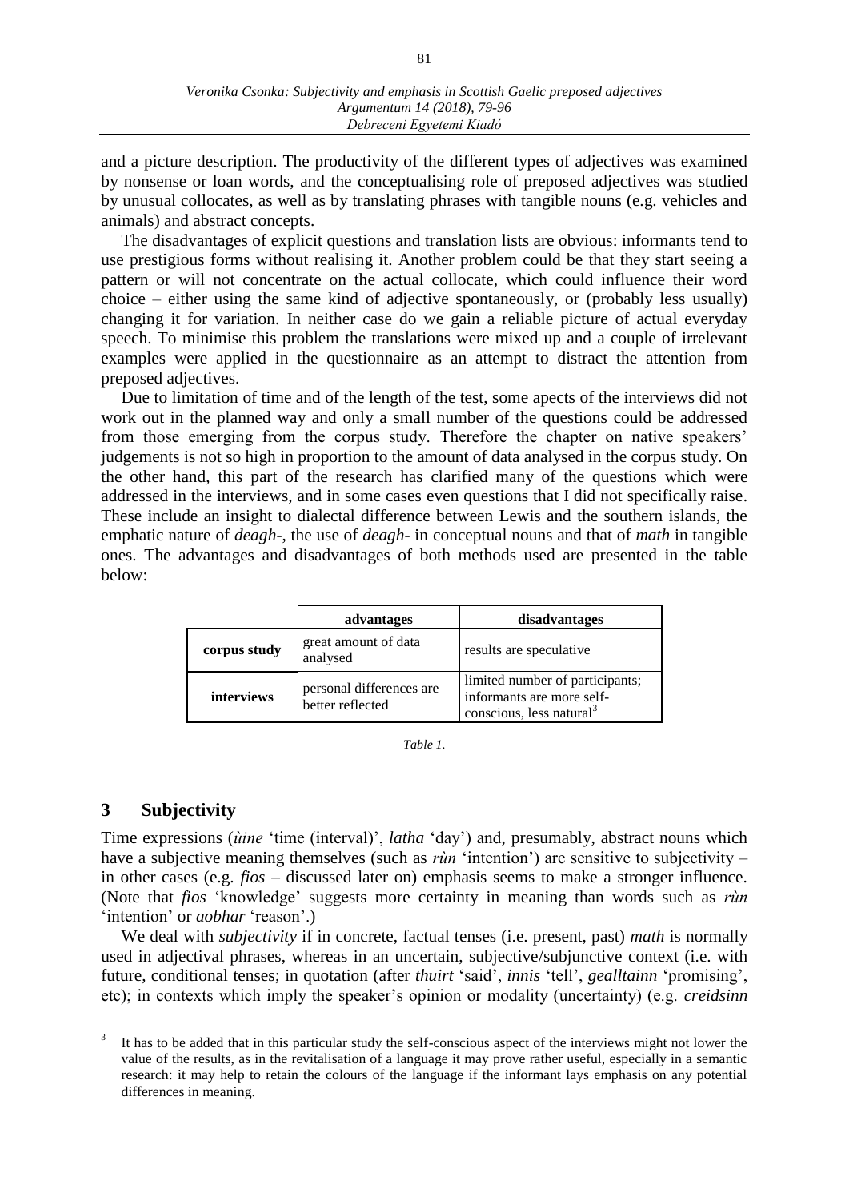and a picture description. The productivity of the different types of adjectives was examined by nonsense or loan words, and the conceptualising role of preposed adjectives was studied by unusual collocates, as well as by translating phrases with tangible nouns (e.g. vehicles and animals) and abstract concepts.

The disadvantages of explicit questions and translation lists are obvious: informants tend to use prestigious forms without realising it. Another problem could be that they start seeing a pattern or will not concentrate on the actual collocate, which could influence their word choice – either using the same kind of adjective spontaneously, or (probably less usually) changing it for variation. In neither case do we gain a reliable picture of actual everyday speech. To minimise this problem the translations were mixed up and a couple of irrelevant examples were applied in the questionnaire as an attempt to distract the attention from preposed adjectives.

Due to limitation of time and of the length of the test, some apects of the interviews did not work out in the planned way and only a small number of the questions could be addressed from those emerging from the corpus study. Therefore the chapter on native speakers' judgements is not so high in proportion to the amount of data analysed in the corpus study. On the other hand, this part of the research has clarified many of the questions which were addressed in the interviews, and in some cases even questions that I did not specifically raise. These include an insight to dialectal difference between Lewis and the southern islands, the emphatic nature of *deagh-*, the use of *deagh-* in conceptual nouns and that of *math* in tangible ones. The advantages and disadvantages of both methods used are presented in the table below:

| | **advantages** | **disadvantages** |
|---|---|---|
| **corpus study** | great amount of data analysed | results are speculative |
| **interviews** | personal differences are better reflected | limited number of participants; informants are more self-conscious, less natural[3] |

*Table 1.*

## 3 Subjectivity

Time expressions (*ùine* 'time (interval)', *latha* 'day') and, presumably, abstract nouns which have a subjective meaning themselves (such as *rùn* 'intention') are sensitive to subjectivity – in other cases (e.g. *fios* – discussed later on) emphasis seems to make a stronger influence. (Note that *fios* 'knowledge' suggests more certainty in meaning than words such as *rùn* 'intention' or *aobhar* 'reason'.)

We deal with *subjectivity* if in concrete, factual tenses (i.e. present, past) *math* is normally used in adjectival phrases, whereas in an uncertain, subjective/subjunctive context (i.e. with future, conditional tenses; in quotation (after *thuirt* 'said', *innis* 'tell', *gealltainn* 'promising', etc); in contexts which imply the speaker's opinion or modality (uncertainty) (e.g. *creidsinn*

---

[3] It has to be added that in this particular study the self-conscious aspect of the interviews might not lower the value of the results, as in the revitalisation of a language it may prove rather useful, especially in a semantic research: it may help to retain the colours of the language if the informant lays emphasis on any potential differences in meaning.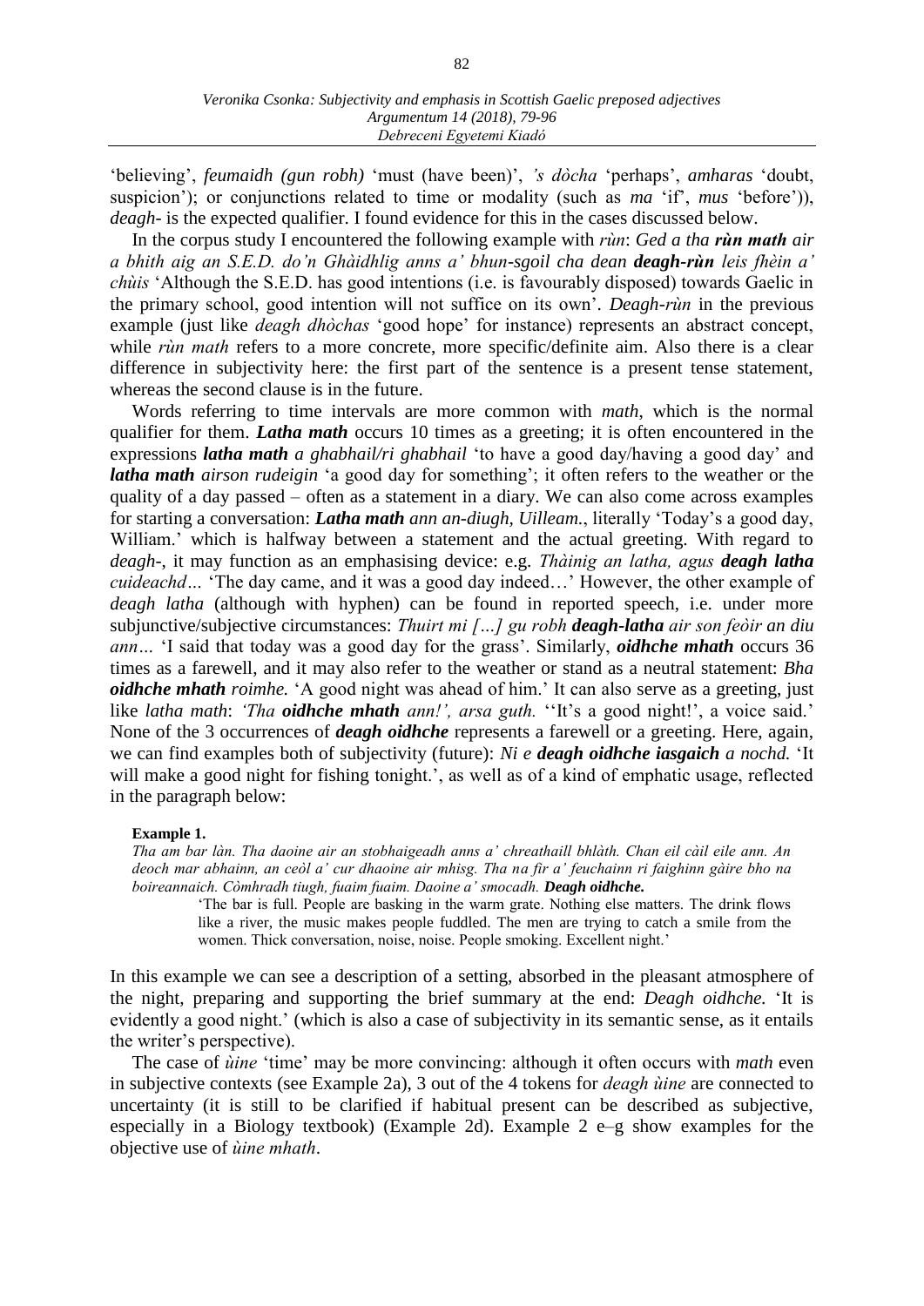'believing', *feumaidh (gun robh)* 'must (have been)', *'s dòcha* 'perhaps', *amharas* 'doubt, suspicion'); or conjunctions related to time or modality (such as *ma* 'if', *mus* 'before')), *deagh-* is the expected qualifier. I found evidence for this in the cases discussed below.

In the corpus study I encountered the following example with *rùn*: *Ged a tha* ***rùn math*** *air a bhith aig an S.E.D. do'n Ghàidhlig anns a' bhun-sgoil cha dean* ***deagh-rùn*** *leis fhèin a' chùis* 'Although the S.E.D. has good intentions (i.e. is favourably disposed) towards Gaelic in the primary school, good intention will not suffice on its own'. *Deagh-rùn* in the previous example (just like *deagh dhòchas* 'good hope' for instance) represents an abstract concept, while *rùn math* refers to a more concrete, more specific/definite aim. Also there is a clear difference in subjectivity here: the first part of the sentence is a present tense statement, whereas the second clause is in the future.

Words referring to time intervals are more common with *math*, which is the normal qualifier for them. ***Latha math*** occurs 10 times as a greeting; it is often encountered in the expressions ***latha math*** *a ghabhail/ri ghabhail* 'to have a good day/having a good day' and ***latha math*** *airson rudeigin* 'a good day for something'; it often refers to the weather or the quality of a day passed – often as a statement in a diary. We can also come across examples for starting a conversation: ***Latha math*** *ann an-diugh, Uilleam.*, literally 'Today's a good day, William.' which is halfway between a statement and the actual greeting. With regard to *deagh-*, it may function as an emphasising device: e.g. *Thàinig an latha, agus* ***deagh latha*** *cuideachd…* 'The day came, and it was a good day indeed…' However, the other example of *deagh latha* (although with hyphen) can be found in reported speech, i.e. under more subjunctive/subjective circumstances: *Thuirt mi […] gu robh* ***deagh-latha*** *air son feòir an diu ann…* 'I said that today was a good day for the grass'. Similarly, ***oidhche mhath*** occurs 36 times as a farewell, and it may also refer to the weather or stand as a neutral statement: *Bha* ***oidhche mhath*** *roimhe.* 'A good night was ahead of him.' It can also serve as a greeting, just like *latha math*: *'Tha* ***oidhche mhath*** *ann!', arsa guth.* ''It's a good night!', a voice said.' None of the 3 occurrences of ***deagh oidhche*** represents a farewell or a greeting. Here, again, we can find examples both of subjectivity (future): *Ni e* ***deagh oidhche iasgaich*** *a nochd.* 'It will make a good night for fishing tonight.', as well as of a kind of emphatic usage, reflected in the paragraph below:

**Example 1.**

*Tha am bar làn. Tha daoine air an stobhaigeadh anns a' chreathaill bhlàth. Chan eil càil eile ann. An deoch mar abhainn, an ceòl a' cur dhaoine air mhisg. Tha na fir a' feuchainn ri faighinn gàire bho na boireannaich. Còmhradh tiugh, fuaim fuaim. Daoine a' smocadh.* ***Deagh oidhche.***

> 'The bar is full. People are basking in the warm grate. Nothing else matters. The drink flows like a river, the music makes people fuddled. The men are trying to catch a smile from the women. Thick conversation, noise, noise. People smoking. Excellent night.'

In this example we can see a description of a setting, absorbed in the pleasant atmosphere of the night, preparing and supporting the brief summary at the end: *Deagh oidhche.* 'It is evidently a good night.' (which is also a case of subjectivity in its semantic sense, as it entails the writer's perspective).

The case of *ùine* 'time' may be more convincing: although it often occurs with *math* even in subjective contexts (see Example 2a), 3 out of the 4 tokens for *deagh ùine* are connected to uncertainty (it is still to be clarified if habitual present can be described as subjective, especially in a Biology textbook) (Example 2d). Example 2 e–g show examples for the objective use of *ùine mhath*.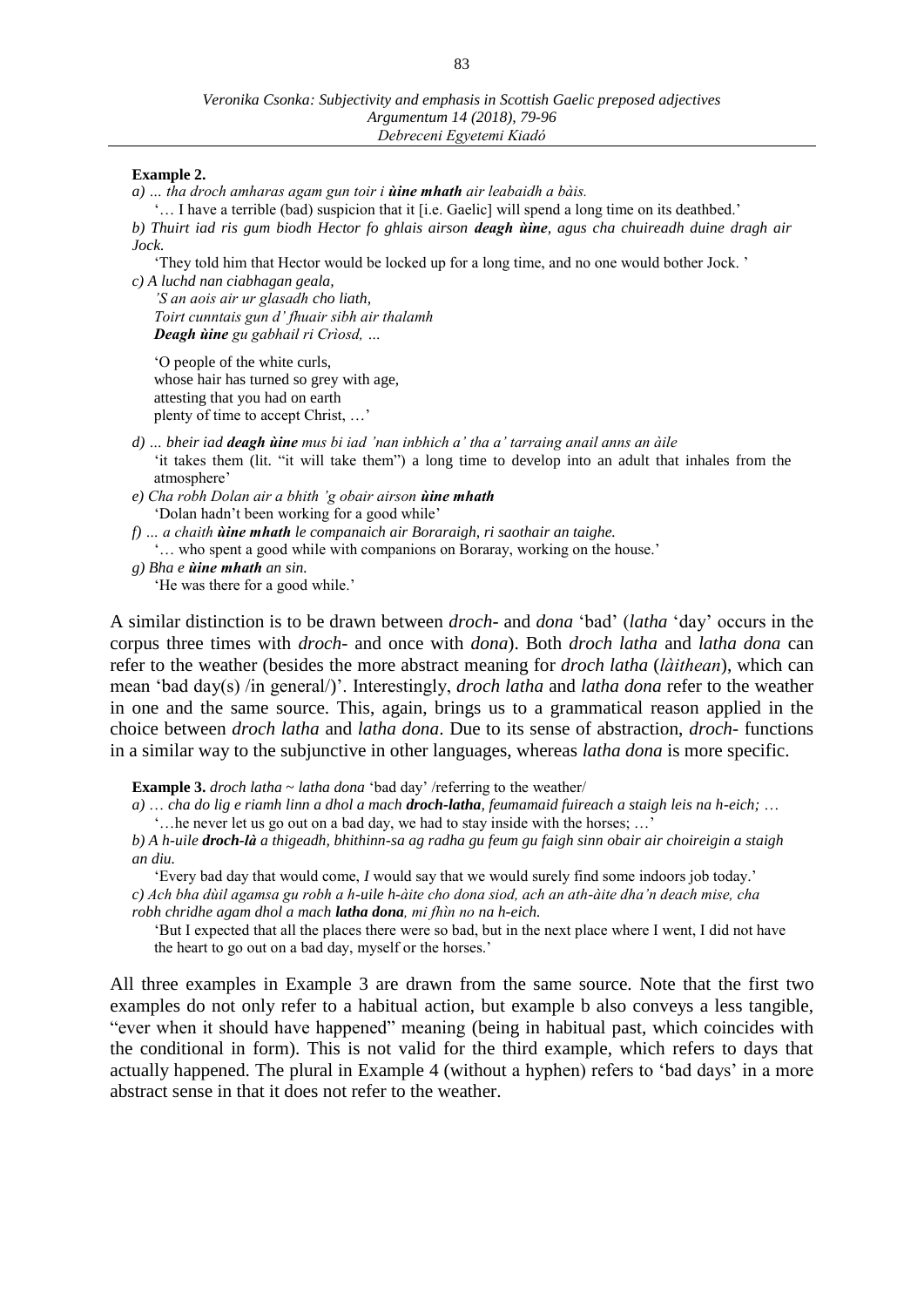**Example 2.**

*a) … tha droch amharas agam gun toir i* ***ùine mhath*** *air leabaidh a bàis.*

'… I have a terrible (bad) suspicion that it [i.e. Gaelic] will spend a long time on its deathbed.'

*b) Thuirt iad ris gum biodh Hector fo ghlais airson* ***deagh ùine****, agus cha chuireadh duine dragh air Jock.*

'They told him that Hector would be locked up for a long time, and no one would bother Jock. '

*c) A luchd nan ciabhagan geala,*
*'S an aois air ur glasadh cho liath,*
*Toirt cunntais gun d' fhuair sibh air thalamh*
***Deagh ùine*** *gu gabhail ri Crìosd, …*

'O people of the white curls,
whose hair has turned so grey with age,
attesting that you had on earth
plenty of time to accept Christ, …'

*d) ... bheir iad* ***deagh ùine*** *mus bi iad 'nan inbhich a' tha a' tarraing anail anns an àile*

'it takes them (lit. "it will take them") a long time to develop into an adult that inhales from the atmosphere'

*e) Cha robh Dolan air a bhith 'g obair airson* ***ùine mhath***

'Dolan hadn't been working for a good while'

*f) … a chaith* ***ùine mhath*** *le companaich air Boraraigh, ri saothair an taighe.*

'… who spent a good while with companions on Boraray, working on the house.'

*g) Bha e* ***ùine mhath*** *an sin.*

'He was there for a good while.'

A similar distinction is to be drawn between *droch-* and *dona* 'bad' (*latha* 'day' occurs in the corpus three times with *droch-* and once with *dona*). Both *droch latha* and *latha dona* can refer to the weather (besides the more abstract meaning for *droch latha* (*làithean*), which can mean 'bad day(s) /in general/)'. Interestingly, *droch latha* and *latha dona* refer to the weather in one and the same source. This, again, brings us to a grammatical reason applied in the choice between *droch latha* and *latha dona*. Due to its sense of abstraction, *droch-* functions in a similar way to the subjunctive in other languages, whereas *latha dona* is more specific.

**Example 3.** *droch latha ~ latha dona* 'bad day' /referring to the weather/

*a) … cha do lig e riamh linn a dhol a mach* ***droch-latha****, feumamaid fuireach a staigh leis na h-eich; …*

'…he never let us go out on a bad day, we had to stay inside with the horses; …'

*b) A h-uile* ***droch-là*** *a thigeadh, bhithinn-sa ag radha gu feum gu faigh sinn obair air choireigin a staigh an diu.*

'Every bad day that would come, *I* would say that we would surely find some indoors job today.'

*c) Ach bha dùil agamsa gu robh a h-uile h-àite cho dona siod, ach an ath-àite dha'n deach mise, cha robh chridhe agam dhol a mach* ***latha dona****, mi fhìn no na h-eich.*

'But I expected that all the places there were so bad, but in the next place where I went, I did not have the heart to go out on a bad day, myself or the horses.'

All three examples in Example 3 are drawn from the same source. Note that the first two examples do not only refer to a habitual action, but example b also conveys a less tangible, "ever when it should have happened" meaning (being in habitual past, which coincides with the conditional in form). This is not valid for the third example, which refers to days that actually happened. The plural in Example 4 (without a hyphen) refers to 'bad days' in a more abstract sense in that it does not refer to the weather.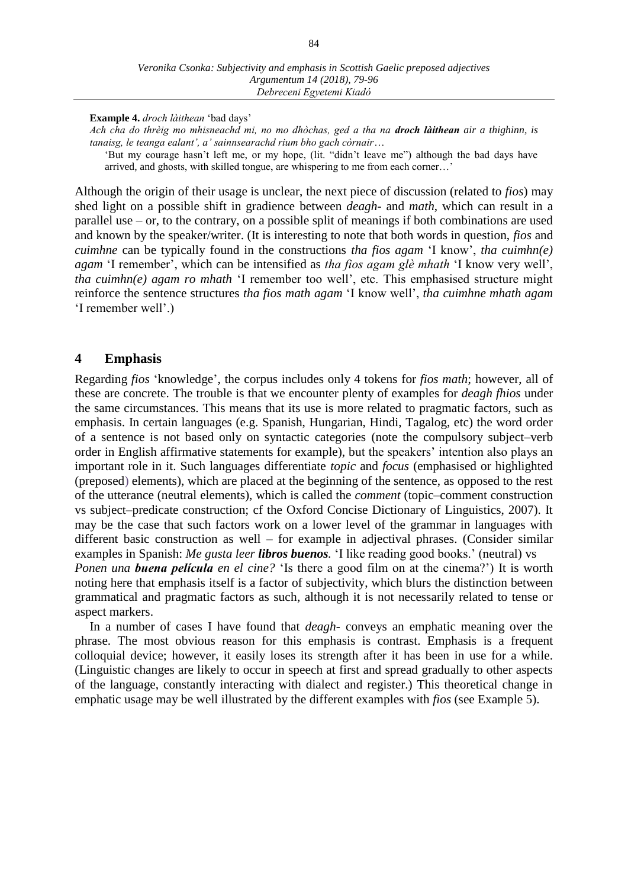**Example 4.** *droch làithean* 'bad days'

*Ach cha do thrèig mo mhisneachd mi, no mo dhòchas, ged a tha na **droch làithean** air a thighinn, is tanaisg, le teanga ealant', a' sainnsearachd rium bho gach còrnair…*

'But my courage hasn't left me, or my hope, (lit. "didn't leave me") although the bad days have arrived, and ghosts, with skilled tongue, are whispering to me from each corner…'

Although the origin of their usage is unclear, the next piece of discussion (related to *fios*) may shed light on a possible shift in gradience between *deagh-* and *math*, which can result in a parallel use – or, to the contrary, on a possible split of meanings if both combinations are used and known by the speaker/writer. (It is interesting to note that both words in question, *fios* and *cuimhne* can be typically found in the constructions *tha fios agam* 'I know', *tha cuimhn(e) agam* 'I remember', which can be intensified as *tha fios agam glè mhath* 'I know very well', *tha cuimhn(e) agam ro mhath* 'I remember too well', etc. This emphasised structure might reinforce the sentence structures *tha fios math agam* 'I know well', *tha cuimhne mhath agam* 'I remember well'.)

## 4 Emphasis

Regarding *fios* 'knowledge', the corpus includes only 4 tokens for *fios math*; however, all of these are concrete. The trouble is that we encounter plenty of examples for *deagh fhios* under the same circumstances. This means that its use is more related to pragmatic factors, such as emphasis. In certain languages (e.g. Spanish, Hungarian, Hindi, Tagalog, etc) the word order of a sentence is not based only on syntactic categories (note the compulsory subject–verb order in English affirmative statements for example), but the speakers' intention also plays an important role in it. Such languages differentiate *topic* and *focus* (emphasised or highlighted (preposed) elements), which are placed at the beginning of the sentence, as opposed to the rest of the utterance (neutral elements), which is called the *comment* (topic–comment construction vs subject–predicate construction; cf the Oxford Concise Dictionary of Linguistics, 2007). It may be the case that such factors work on a lower level of the grammar in languages with different basic construction as well – for example in adjectival phrases. (Consider similar examples in Spanish: *Me gusta leer **libros buenos**.* 'I like reading good books.' (neutral) vs *Ponen una **buena película** en el cine?* 'Is there a good film on at the cinema?') It is worth noting here that emphasis itself is a factor of subjectivity, which blurs the distinction between grammatical and pragmatic factors as such, although it is not necessarily related to tense or aspect markers.

In a number of cases I have found that *deagh-* conveys an emphatic meaning over the phrase. The most obvious reason for this emphasis is contrast. Emphasis is a frequent colloquial device; however, it easily loses its strength after it has been in use for a while. (Linguistic changes are likely to occur in speech at first and spread gradually to other aspects of the language, constantly interacting with dialect and register.) This theoretical change in emphatic usage may be well illustrated by the different examples with *fios* (see Example 5).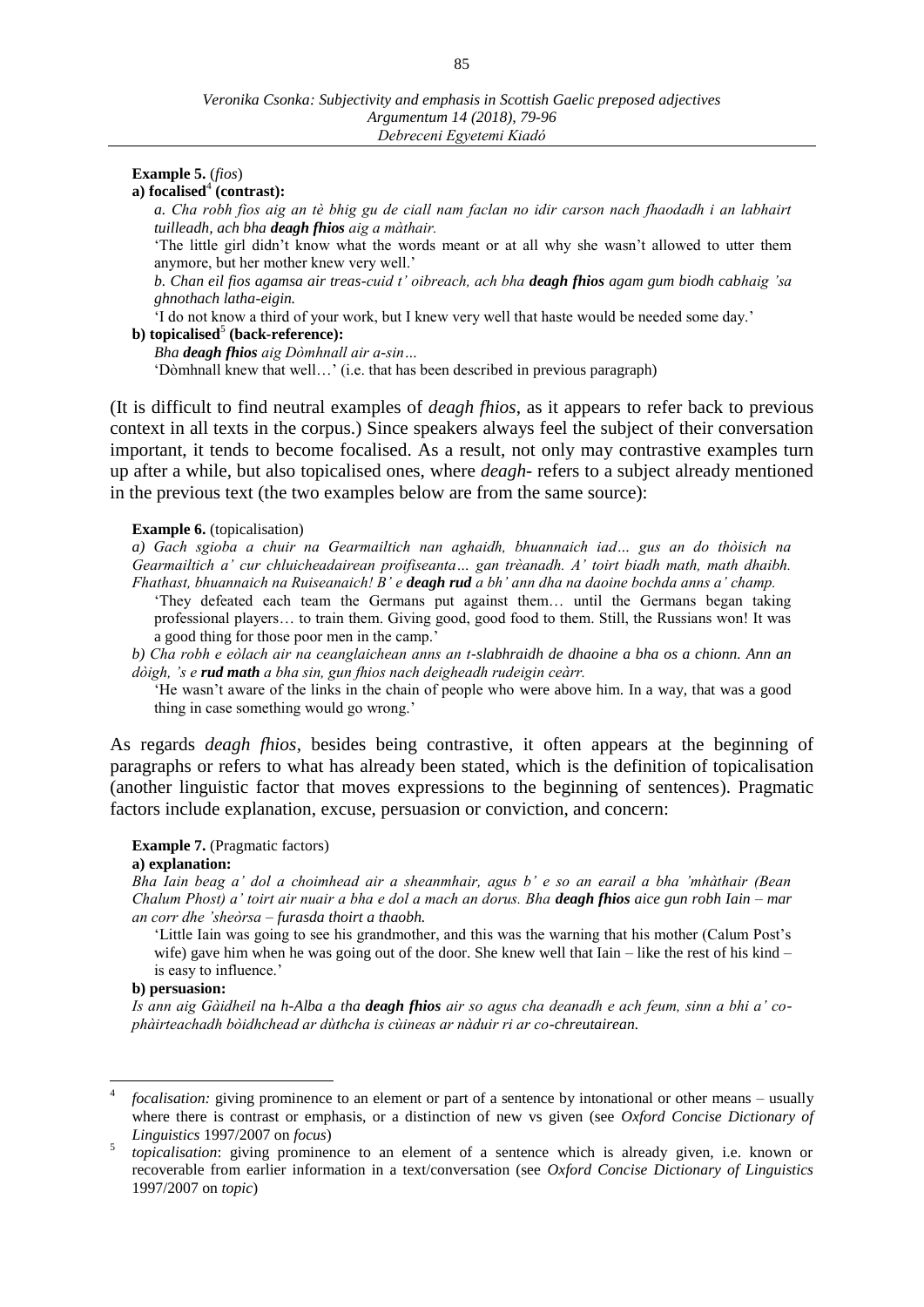**Example 5.** (*fios*)

**a) focalised**[4] **(contrast):**

*a. Cha robh fios aig an tè bhig gu de ciall nam faclan no idir carson nach fhaodadh i an labhairt tuilleadh, ach bha **deagh fhios** aig a màthair.*

'The little girl didn't know what the words meant or at all why she wasn't allowed to utter them anymore, but her mother knew very well.'

*b. Chan eil fios agamsa air treas-cuid t' oibreach, ach bha **deagh fhios** agam gum biodh cabhaig 'sa ghnothach latha-eigin.*

'I do not know a third of your work, but I knew very well that haste would be needed some day.'

**b) topicalised**[5] **(back-reference):**

*Bha **deagh fhios** aig Dòmhnall air a-sin…*

'Dòmhnall knew that well…' (i.e. that has been described in previous paragraph)

(It is difficult to find neutral examples of *deagh fhios*, as it appears to refer back to previous context in all texts in the corpus.) Since speakers always feel the subject of their conversation important, it tends to become focalised. As a result, not only may contrastive examples turn up after a while, but also topicalised ones, where *deagh-* refers to a subject already mentioned in the previous text (the two examples below are from the same source):

**Example 6.** (topicalisation)

*a) Gach sgioba a chuir na Gearmailtich nan aghaidh, bhuannaich iad… gus an do thòisich na Gearmailtich a' cur chluicheadairean proifiseanta… gan trèanadh. A' toirt biadh math, math dhaibh. Fhathast, bhuannaich na Ruiseanaich! B' e **deagh rud** a bh' ann dha na daoine bochda anns a' champ.*

'They defeated each team the Germans put against them… until the Germans began taking professional players… to train them. Giving good, good food to them. Still, the Russians won! It was a good thing for those poor men in the camp.'

*b) Cha robh e eòlach air na ceanglaichean anns an t-slabhraidh de dhaoine a bha os a chionn. Ann an dòigh, 's e **rud math** a bha sin, gun fhios nach deigheadh rudeigin ceàrr.*

'He wasn't aware of the links in the chain of people who were above him. In a way, that was a good thing in case something would go wrong.'

As regards *deagh fhios*, besides being contrastive, it often appears at the beginning of paragraphs or refers to what has already been stated, which is the definition of topicalisation (another linguistic factor that moves expressions to the beginning of sentences). Pragmatic factors include explanation, excuse, persuasion or conviction, and concern:

**Example 7.** (Pragmatic factors)

**a) explanation:**

*Bha Iain beag a' dol a choimhead air a sheanmhair, agus b' e so an earail a bha 'mhàthair (Bean Chalum Phost) a' toirt air nuair a bha e dol a mach an dorus. Bha **deagh fhios** aice gun robh Iain – mar an corr dhe 'sheòrsa – furasda thoirt a thaobh.*

'Little Iain was going to see his grandmother, and this was the warning that his mother (Calum Post's wife) gave him when he was going out of the door. She knew well that Iain – like the rest of his kind – is easy to influence.'

**b) persuasion:**

*Is ann aig Gàidheil na h-Alba a tha **deagh fhios** air so agus cha deanadh e ach feum, sinn a bhi a' co-phàirteachadh bòidhchead ar dùthcha is cùineas ar nàduir ri ar co-chreutairean.*

---

[4] *focalisation:* giving prominence to an element or part of a sentence by intonational or other means – usually where there is contrast or emphasis, or a distinction of new vs given (see *Oxford Concise Dictionary of Linguistics* 1997/2007 on *focus*)

[5] *topicalisation*: giving prominence to an element of a sentence which is already given, i.e. known or recoverable from earlier information in a text/conversation (see *Oxford Concise Dictionary of Linguistics* 1997/2007 on *topic*)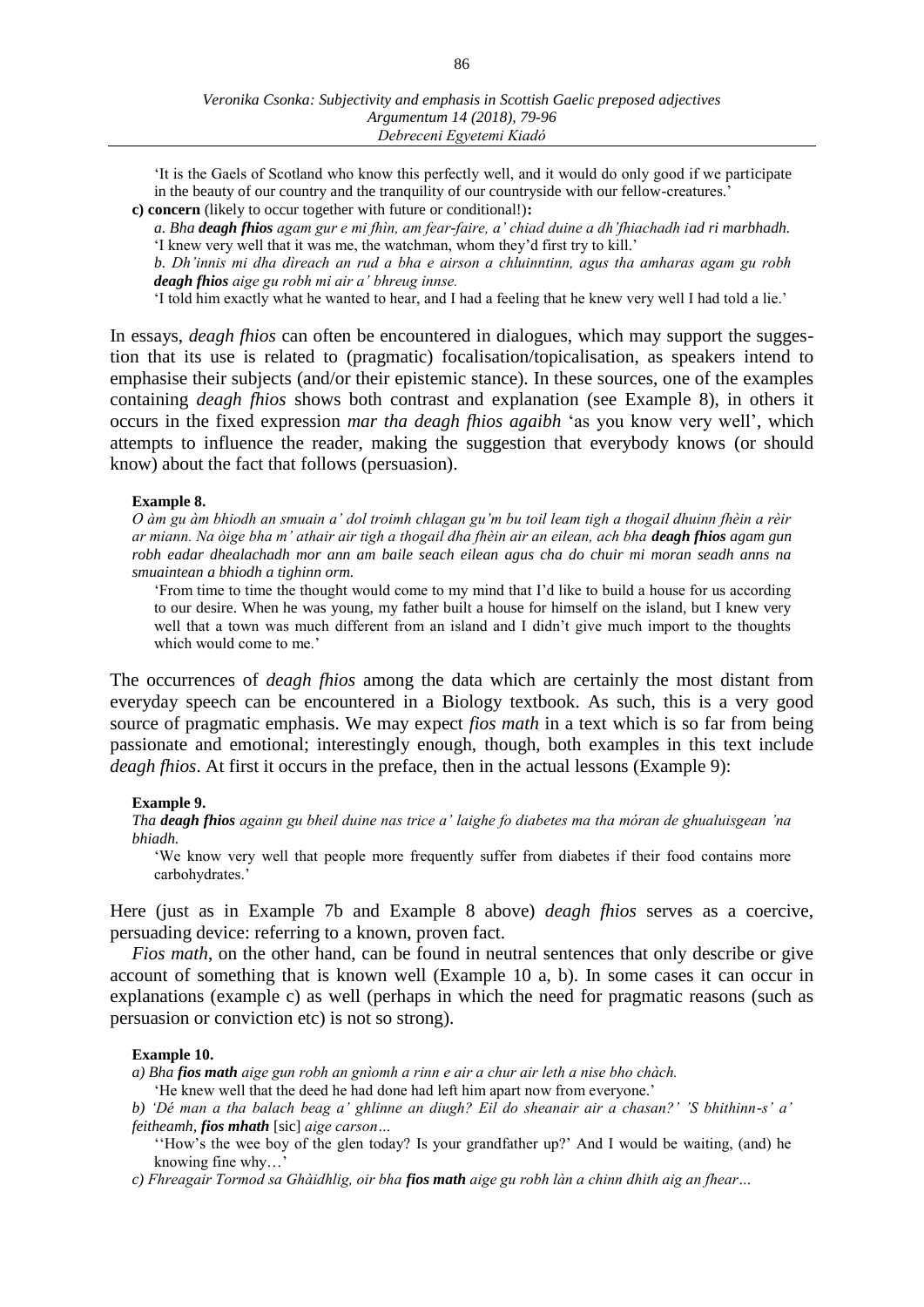'It is the Gaels of Scotland who know this perfectly well, and it would do only good if we participate in the beauty of our country and the tranquility of our countryside with our fellow-creatures.'

**c) concern** (likely to occur together with future or conditional!)**:**

*a. Bha **deagh fhios** agam gur e mi fhìn, am fear-faire, a' chiad duine a dh'fhiachadh iad ri marbhadh.*
'I knew very well that it was me, the watchman, whom they'd first try to kill.'

*b. Dh'innis mi dha dìreach an rud a bha e airson a chluinntinn, agus tha amharas agam gu robh **deagh fhios** aige gu robh mi air a' bhreug innse.*
'I told him exactly what he wanted to hear, and I had a feeling that he knew very well I had told a lie.'

In essays, *deagh fhios* can often be encountered in dialogues, which may support the suggestion that its use is related to (pragmatic) focalisation/topicalisation, as speakers intend to emphasise their subjects (and/or their epistemic stance). In these sources, one of the examples containing *deagh fhios* shows both contrast and explanation (see Example 8), in others it occurs in the fixed expression *mar tha deagh fhios agaibh* 'as you know very well', which attempts to influence the reader, making the suggestion that everybody knows (or should know) about the fact that follows (persuasion).

**Example 8.**

*O àm gu àm bhiodh an smuain a' dol troimh chlagan gu'm bu toil leam tigh a thogail dhuinn fhèin a rèir ar miann. Na òige bha m' athair air tigh a thogail dha fhèin air an eilean, ach bha **deagh fhios** agam gun robh eadar dhealachadh mor ann am baile seach eilean agus cha do chuir mi moran seadh anns na smuaintean a bhiodh a tighinn orm.*

'From time to time the thought would come to my mind that I'd like to build a house for us according to our desire. When he was young, my father built a house for himself on the island, but I knew very well that a town was much different from an island and I didn't give much import to the thoughts which would come to me.'

The occurrences of *deagh fhios* among the data which are certainly the most distant from everyday speech can be encountered in a Biology textbook. As such, this is a very good source of pragmatic emphasis. We may expect *fios math* in a text which is so far from being passionate and emotional; interestingly enough, though, both examples in this text include *deagh fhios*. At first it occurs in the preface, then in the actual lessons (Example 9):

**Example 9.**

*Tha **deagh fhios** againn gu bheil duine nas trice a' laighe fo diabetes ma tha móran de ghualuisgean 'na bhiadh.*

'We know very well that people more frequently suffer from diabetes if their food contains more carbohydrates.'

Here (just as in Example 7b and Example 8 above) *deagh fhios* serves as a coercive, persuading device: referring to a known, proven fact.

*Fios math*, on the other hand, can be found in neutral sentences that only describe or give account of something that is known well (Example 10 a, b). In some cases it can occur in explanations (example c) as well (perhaps in which the need for pragmatic reasons (such as persuasion or conviction etc) is not so strong).

**Example 10.**

*a) Bha **fios math** aige gun robh an gnìomh a rinn e air a chur air leth a nise bho chàch.*
'He knew well that the deed he had done had left him apart now from everyone.'

*b) 'Dé man a tha balach beag a' ghlinne an diugh? Eil do sheanair air a chasan?' 'S bhithinn-s' a' feitheamh, **fios mhath*** [sic] *aige carson…*
''How's the wee boy of the glen today? Is your grandfather up?' And I would be waiting, (and) he knowing fine why…'

*c) Fhreagair Tormod sa Ghàidhlig, oir bha **fios math** aige gu robh làn a chinn dhith aig an fhear…*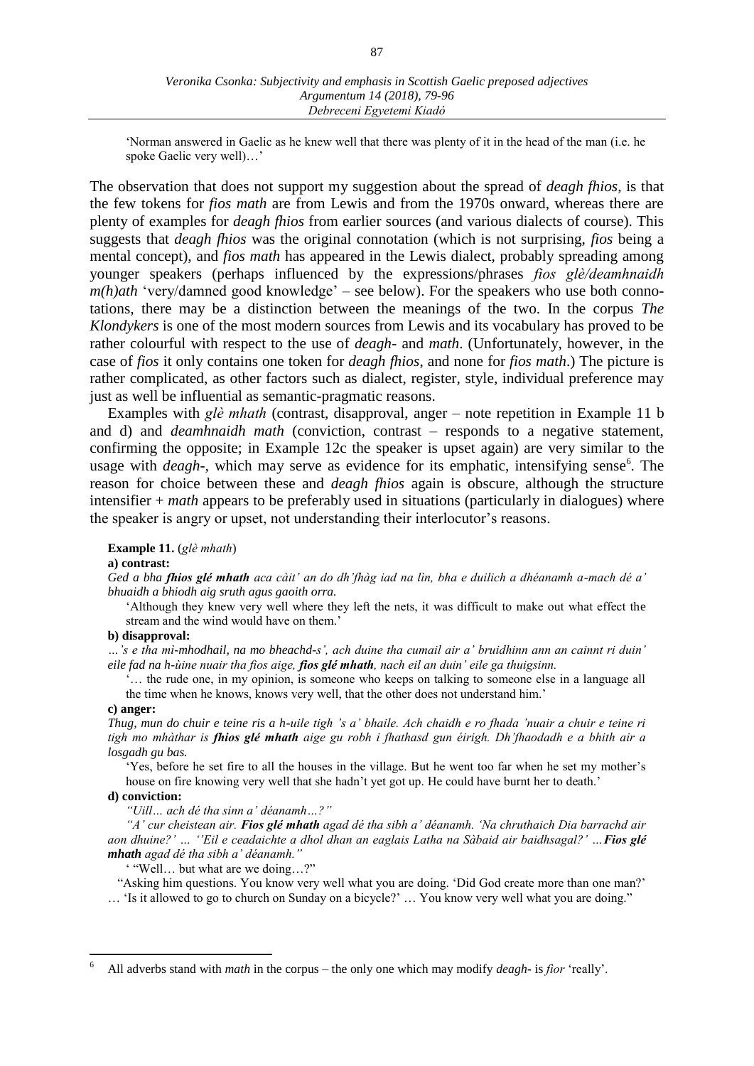'Norman answered in Gaelic as he knew well that there was plenty of it in the head of the man (i.e. he spoke Gaelic very well)…'

The observation that does not support my suggestion about the spread of *deagh fhios*, is that the few tokens for *fios math* are from Lewis and from the 1970s onward, whereas there are plenty of examples for *deagh fhios* from earlier sources (and various dialects of course). This suggests that *deagh fhios* was the original connotation (which is not surprising, *fios* being a mental concept), and *fios math* has appeared in the Lewis dialect, probably spreading among younger speakers (perhaps influenced by the expressions/phrases *fios glè/deamhnaidh m(h)ath* 'very/damned good knowledge' – see below). For the speakers who use both connotations, there may be a distinction between the meanings of the two. In the corpus *The Klondykers* is one of the most modern sources from Lewis and its vocabulary has proved to be rather colourful with respect to the use of *deagh-* and *math*. (Unfortunately, however, in the case of *fios* it only contains one token for *deagh fhios*, and none for *fios math*.) The picture is rather complicated, as other factors such as dialect, register, style, individual preference may just as well be influential as semantic-pragmatic reasons.

Examples with *glè mhath* (contrast, disapproval, anger – note repetition in Example 11 b and d) and *deamhnaidh math* (conviction, contrast – responds to a negative statement, confirming the opposite; in Example 12c the speaker is upset again) are very similar to the usage with *deagh-*, which may serve as evidence for its emphatic, intensifying sense[6]. The reason for choice between these and *deagh fhios* again is obscure, although the structure intensifier + *math* appears to be preferably used in situations (particularly in dialogues) where the speaker is angry or upset, not understanding their interlocutor's reasons.

**Example 11.** (*glè mhath*)

**a) contrast:**

*Ged a bha **fhios glé mhath** aca càit' an do dh'fhàg iad na lìn, bha e duilich a dhéanamh a-mach dé a' bhuaidh a bhiodh aig sruth agus gaoith orra.*

'Although they knew very well where they left the nets, it was difficult to make out what effect the stream and the wind would have on them.'

**b) disapproval:**

*…'s e tha mì-mhodhail, na mo bheachd-s', ach duine tha cumail air a' bruidhinn ann an cainnt ri duin' eile fad na h-ùine nuair tha fios aige, **fios glé mhath**, nach eil an duin' eile ga thuigsinn.*

'… the rude one, in my opinion, is someone who keeps on talking to someone else in a language all the time when he knows, knows very well, that the other does not understand him.'

**c) anger:**

*Thug, mun do chuir e teine ris a h-uile tigh 's a' bhaile. Ach chaidh e ro fhada 'nuair a chuir e teine ri tigh mo mhàthar is **fhios glé mhath** aige gu robh i fhathasd gun éirigh. Dh'fhaodadh e a bhith air a losgadh gu bas.*

'Yes, before he set fire to all the houses in the village. But he went too far when he set my mother's house on fire knowing very well that she hadn't yet got up. He could have burnt her to death.'

**d) conviction:**

*"Uill… ach dé tha sinn a' déanamh…?"*

*"A' cur cheistean air. **Fios glé mhath** agad dé tha sibh a' déanamh. 'Na chruthaich Dia barrachd air aon dhuine?' … ''Eil e ceadaichte a dhol dhan an eaglais Latha na Sàbaid air baidhsagal?' … **Fios glé mhath** agad dé tha sibh a' déanamh."*

' "Well… but what are we doing…?"

"Asking him questions. You know very well what you are doing. 'Did God create more than one man?' … 'Is it allowed to go to church on Sunday on a bicycle?' … You know very well what you are doing."

---

[6] All adverbs stand with *math* in the corpus – the only one which may modify *deagh-* is *fìor* 'really'.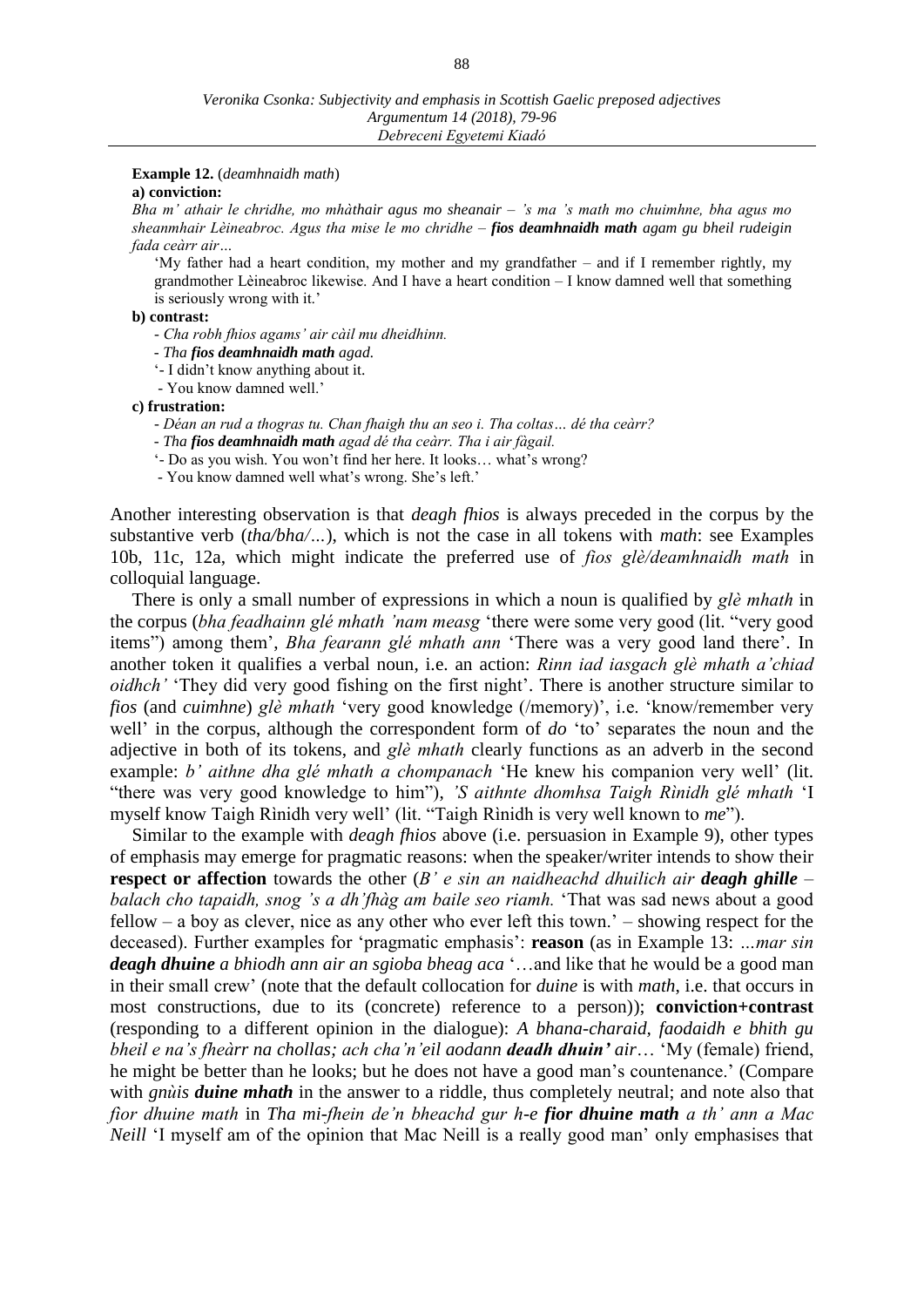**Example 12.** (*deamhnaidh math*)

**a) conviction:**

*Bha m' athair le chridhe, mo mhàthair agus mo sheanair – 's ma 's math mo chuimhne, bha agus mo sheanmhair Lèineabroc. Agus tha mise le mo chridhe – **fios deamhnaidh math** agam gu bheil rudeigin fada ceàrr air…*

'My father had a heart condition, my mother and my grandfather – and if I remember rightly, my grandmother Lèineabroc likewise. And I have a heart condition – I know damned well that something is seriously wrong with it.'

**b) contrast:**

- *Cha robh fhios agams' air càil mu dheidhinn.*
- *Tha **fios deamhnaidh math** agad.*

'- I didn't know anything about it.
- You know damned well.'

**c) frustration:**

- *Déan an rud a thogras tu. Chan fhaigh thu an seo i. Tha coltas… dé tha ceàrr?*
- *Tha **fios deamhnaidh math** agad dé tha ceàrr. Tha i air fàgail.*

'- Do as you wish. You won't find her here. It looks… what's wrong?
- You know damned well what's wrong. She's left.'

Another interesting observation is that *deagh fhios* is always preceded in the corpus by the substantive verb (*tha/bha/…*), which is not the case in all tokens with *math*: see Examples 10b, 11c, 12a, which might indicate the preferred use of *fios glè/deamhnaidh math* in colloquial language.

There is only a small number of expressions in which a noun is qualified by *glè mhath* in the corpus (*bha feadhainn glé mhath 'nam measg* 'there were some very good (lit. "very good items") among them', *Bha fearann glé mhath ann* 'There was a very good land there'. In another token it qualifies a verbal noun, i.e. an action: *Rinn iad iasgach glè mhath a'chiad oidhch'* 'They did very good fishing on the first night'. There is another structure similar to *fios* (and *cuimhne*) *glè mhath* 'very good knowledge (/memory)', i.e. 'know/remember very well' in the corpus, although the correspondent form of *do* 'to' separates the noun and the adjective in both of its tokens, and *glè mhath* clearly functions as an adverb in the second example: *b' aithne dha glé mhath a chompanach* 'He knew his companion very well' (lit. "there was very good knowledge to him"), *'S aithnte dhomhsa Taigh Rìnidh glé mhath* 'I myself know Taigh Rìnidh very well' (lit. "Taigh Rìnidh is very well known to *me*").

Similar to the example with *deagh fhios* above (i.e. persuasion in Example 9), other types of emphasis may emerge for pragmatic reasons: when the speaker/writer intends to show their **respect or affection** towards the other (*B' e sin an naidheachd dhuilich air **deagh ghille** – balach cho tapaidh, snog 's a dh'fhàg am baile seo riamh.* 'That was sad news about a good fellow – a boy as clever, nice as any other who ever left this town.' – showing respect for the deceased). Further examples for 'pragmatic emphasis': **reason** (as in Example 13: *…mar sin **deagh dhuine** a bhiodh ann air an sgioba bheag aca* '…and like that he would be a good man in their small crew' (note that the default collocation for *duine* is with *math*, i.e. that occurs in most constructions, due to its (concrete) reference to a person)); **conviction+contrast** (responding to a different opinion in the dialogue): *A bhana-charaid, faodaidh e bhith gu bheil e na's fheàrr na chollas; ach cha'n'eil aodann **deadh dhuin'** air*… 'My (female) friend, he might be better than he looks; but he does not have a good man's countenance.' (Compare with *gnùis **duine mhath*** in the answer to a riddle, thus completely neutral; and note also that *fior dhuine math* in *Tha mi-fhein de'n bheachd gur h-e **fior dhuine math** a th' ann a Mac Neill* 'I myself am of the opinion that Mac Neill is a really good man' only emphasises that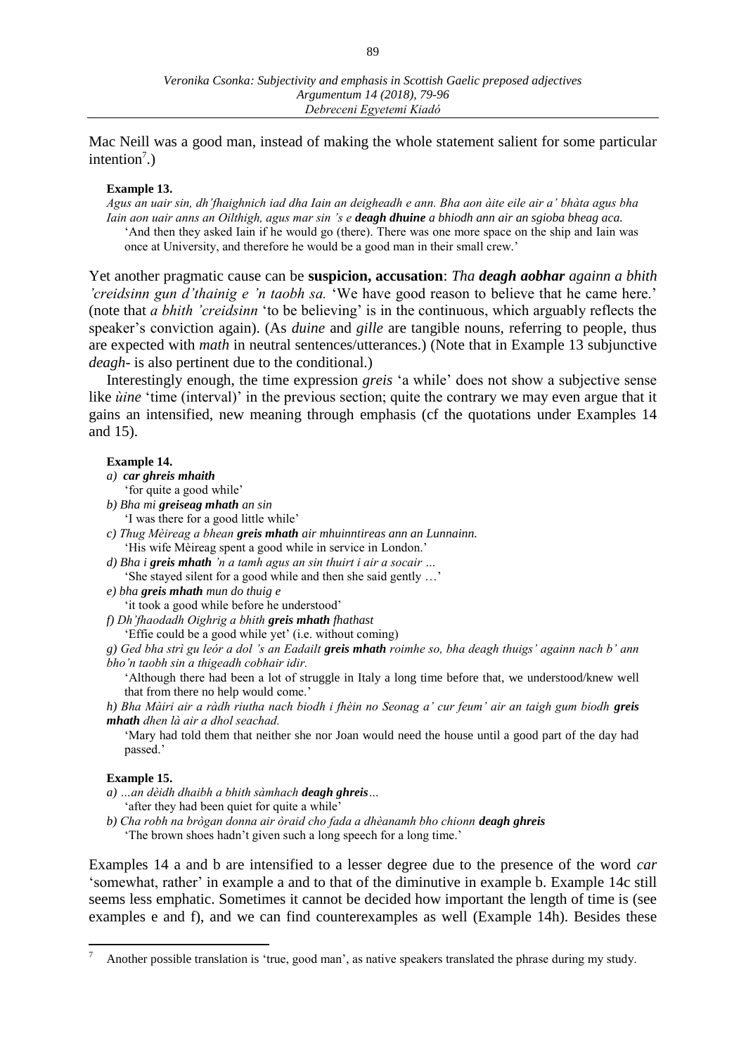Mac Neill was a good man, instead of making the whole statement salient for some particular intention[7].)

**Example 13.**

*Agus an uair sin, dh'fhaighnich iad dha Iain an deigheadh e ann. Bha aon àite eile air a' bhàta agus bha Iain aon uair anns an Oilthigh, agus mar sin 's e **deagh dhuine** a bhiodh ann air an sgioba bheag aca.*

'And then they asked Iain if he would go (there). There was one more space on the ship and Iain was once at University, and therefore he would be a good man in their small crew.'

Yet another pragmatic cause can be **suspicion, accusation**: *Tha **deagh aobhar** againn a bhith 'creidsinn gun d'thainig e 'n taobh sa.* 'We have good reason to believe that he came here.' (note that *a bhith 'creidsinn* 'to be believing' is in the continuous, which arguably reflects the speaker's conviction again). (As *duine* and *gille* are tangible nouns, referring to people, thus are expected with *math* in neutral sentences/utterances.) (Note that in Example 13 subjunctive *deagh-* is also pertinent due to the conditional.)

Interestingly enough, the time expression *greis* 'a while' does not show a subjective sense like *ùine* 'time (interval)' in the previous section; quite the contrary we may even argue that it gains an intensified, new meaning through emphasis (cf the quotations under Examples 14 and 15).

**Example 14.**

*a) **car ghreis mhaith***
'for quite a good while'

*b) Bha mi **greiseag mhath** an sin*
'I was there for a good little while'

*c) Thug Mèireag a bhean **greis mhath** air mhuinntireas ann an Lunnainn.*
'His wife Mèireag spent a good while in service in London.'

*d) Bha i **greis mhath** 'n a tamh agus an sin thuirt i air a socair …*
'She stayed silent for a good while and then she said gently …'

*e) bha **greis mhath** mun do thuig e*
'it took a good while before he understood'

*f) Dh'fhaodadh Oighrig a bhith **greis mhath** fhathast*
'Effie could be a good while yet' (i.e. without coming)

*g) Ged bha strì gu leór a dol 's an Eadailt **greis mhath** roimhe so, bha deagh thuigs' againn nach b' ann bho'n taobh sin a thigeadh cobhair idir.*
'Although there had been a lot of struggle in Italy a long time before that, we understood/knew well that from there no help would come.'

*h) Bha Màiri air a ràdh riutha nach biodh i fhèin no Seonag a' cur feum' air an taigh gum biodh **greis mhath** dhen là air a dhol seachad.*
'Mary had told them that neither she nor Joan would need the house until a good part of the day had passed.'

**Example 15.**

*a) …an dèidh dhaibh a bhith sàmhach **deagh ghreis**…*
'after they had been quiet for quite a while'

*b) Cha robh na brògan donna air òraid cho fada a dhèanamh bho chionn **deagh ghreis***
'The brown shoes hadn't given such a long speech for a long time.'

Examples 14 a and b are intensified to a lesser degree due to the presence of the word *car* 'somewhat, rather' in example a and to that of the diminutive in example b. Example 14c still seems less emphatic. Sometimes it cannot be decided how important the length of time is (see examples e and f), and we can find counterexamples as well (Example 14h). Besides these

[7] Another possible translation is 'true, good man', as native speakers translated the phrase during my study.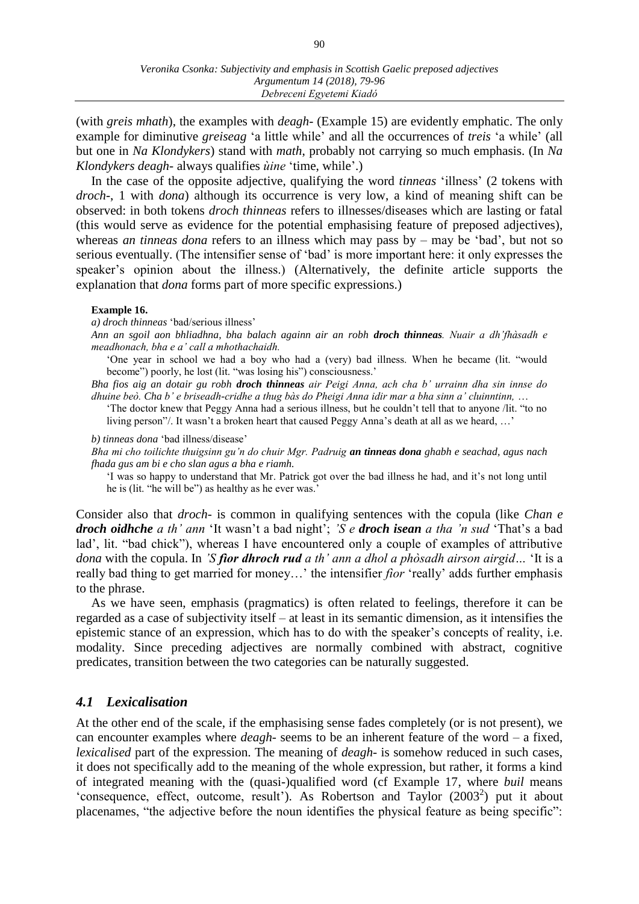(with *greis mhath*), the examples with *deagh-* (Example 15) are evidently emphatic. The only example for diminutive *greiseag* 'a little while' and all the occurrences of *treis* 'a while' (all but one in *Na Klondykers*) stand with *math*, probably not carrying so much emphasis. (In *Na Klondykers deagh-* always qualifies *ùine* 'time, while'.)

In the case of the opposite adjective, qualifying the word *tinneas* 'illness' (2 tokens with *droch-*, 1 with *dona*) although its occurrence is very low, a kind of meaning shift can be observed: in both tokens *droch thinneas* refers to illnesses/diseases which are lasting or fatal (this would serve as evidence for the potential emphasising feature of preposed adjectives), whereas *an tinneas dona* refers to an illness which may pass by – may be 'bad', but not so serious eventually. (The intensifier sense of 'bad' is more important here: it only expresses the speaker's opinion about the illness.) (Alternatively, the definite article supports the explanation that *dona* forms part of more specific expressions.)

**Example 16.**

*a) droch thinneas* 'bad/serious illness'

*Ann an sgoil aon bhliadhna, bha balach againn air an robh **droch thinneas**. Nuair a dh'fhàsadh e meadhonach, bha e a' call a mhothachaidh.*

'One year in school we had a boy who had a (very) bad illness. When he became (lit. "would become") poorly, he lost (lit. "was losing his") consciousness.'

*Bha fios aig an dotair gu robh **droch thinneas** air Peigi Anna, ach cha b' urrainn dha sin innse do dhuine beò. Cha b' e briseadh-cridhe a thug bàs do Pheigi Anna idir mar a bha sinn a' cluinntinn, …*

'The doctor knew that Peggy Anna had a serious illness, but he couldn't tell that to anyone /lit. "to no living person"/. It wasn't a broken heart that caused Peggy Anna's death at all as we heard, …'

*b) tinneas dona* 'bad illness/disease'

*Bha mi cho toilichte thuigsinn gu'n do chuir Mgr. Padruig **an tinneas dona** ghabh e seachad, agus nach fhada gus am bi e cho slan agus a bha e riamh.*

'I was so happy to understand that Mr. Patrick got over the bad illness he had, and it's not long until he is (lit. "he will be") as healthy as he ever was.'

Consider also that *droch-* is common in qualifying sentences with the copula (like *Chan e **droch oidhche** a th' ann* 'It wasn't a bad night'; *'S e **droch isean** a tha 'n sud* 'That's a bad lad', lit. "bad chick"), whereas I have encountered only a couple of examples of attributive *dona* with the copula. In *'S **fior dhroch rud** a th' ann a dhol a phòsadh airson airgid…* 'It is a really bad thing to get married for money…' the intensifier *fior* 'really' adds further emphasis to the phrase.

As we have seen, emphasis (pragmatics) is often related to feelings, therefore it can be regarded as a case of subjectivity itself – at least in its semantic dimension, as it intensifies the epistemic stance of an expression, which has to do with the speaker's concepts of reality, i.e. modality. Since preceding adjectives are normally combined with abstract, cognitive predicates, transition between the two categories can be naturally suggested.

### *4.1 Lexicalisation*

At the other end of the scale, if the emphasising sense fades completely (or is not present), we can encounter examples where *deagh-* seems to be an inherent feature of the word – a fixed, *lexicalised* part of the expression. The meaning of *deagh-* is somehow reduced in such cases, it does not specifically add to the meaning of the whole expression, but rather, it forms a kind of integrated meaning with the (quasi-)qualified word (cf Example 17, where *buil* means 'consequence, effect, outcome, result'). As Robertson and Taylor (2003[2]) put it about placenames, "the adjective before the noun identifies the physical feature as being specific":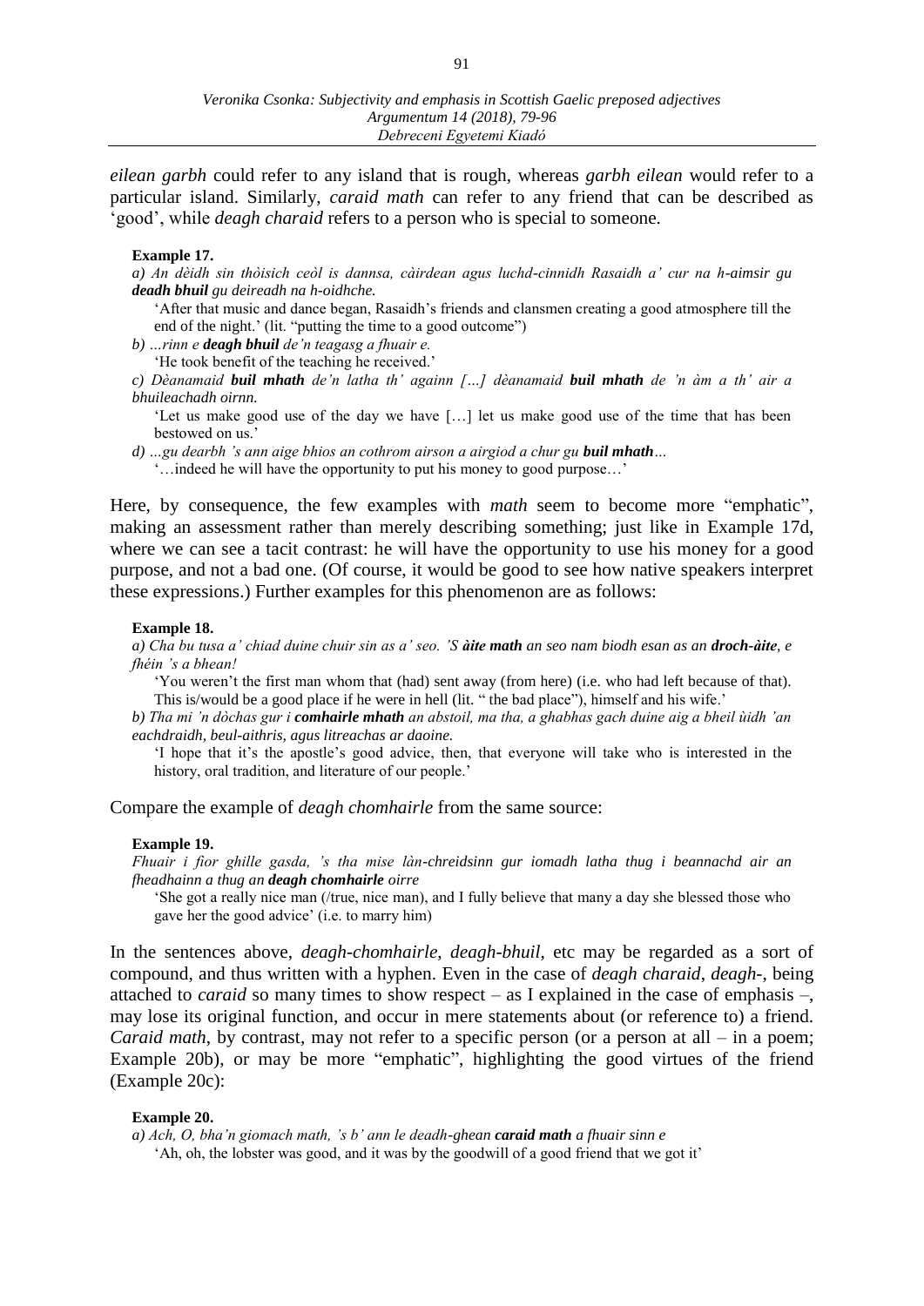*eilean garbh* could refer to any island that is rough, whereas *garbh eilean* would refer to a particular island. Similarly, *caraid math* can refer to any friend that can be described as 'good', while *deagh charaid* refers to a person who is special to someone.

**Example 17.**

*a) An dèidh sin thòisich ceòl is dannsa, càirdean agus luchd-cinnidh Rasaidh a' cur na h-aimsir gu* ***deadh bhuil*** *gu deireadh na h-oidhche.*

'After that music and dance began, Rasaidh's friends and clansmen creating a good atmosphere till the end of the night.' (lit. "putting the time to a good outcome")

*b) ...rinn e* ***deagh bhuil*** *de'n teagasg a fhuair e.*

'He took benefit of the teaching he received.'

*c) Dèanamaid* ***buil mhath*** *de'n latha th' againn [...] dèanamaid* ***buil mhath*** *de 'n àm a th' air a bhuileachadh oirnn.*

'Let us make good use of the day we have [...] let us make good use of the time that has been bestowed on us.'

*d) ...gu dearbh 's ann aige bhios an cothrom airson a airgiod a chur gu* ***buil mhath****...*

'...indeed he will have the opportunity to put his money to good purpose...'

Here, by consequence, the few examples with *math* seem to become more "emphatic", making an assessment rather than merely describing something; just like in Example 17d, where we can see a tacit contrast: he will have the opportunity to use his money for a good purpose, and not a bad one. (Of course, it would be good to see how native speakers interpret these expressions.) Further examples for this phenomenon are as follows:

**Example 18.**

*a) Cha bu tusa a' chiad duine chuir sin as a' seo. 'S* ***àite math*** *an seo nam biodh esan as an* ***droch-àite****, e fhéin 's a bhean!*

'You weren't the first man whom that (had) sent away (from here) (i.e. who had left because of that). This is/would be a good place if he were in hell (lit. " the bad place"), himself and his wife.'

*b) Tha mi 'n dòchas gur i* ***comhairle mhath*** *an abstoil, ma tha, a ghabhas gach duine aig a bheil ùidh 'an eachdraidh, beul-aithris, agus litreachas ar daoine.*

'I hope that it's the apostle's good advice, then, that everyone will take who is interested in the history, oral tradition, and literature of our people.'

Compare the example of *deagh chomhairle* from the same source:

**Example 19.**

*Fhuair i fìor ghille gasda, 's tha mise làn-chreidsinn gur iomadh latha thug i beannachd air an fheadhainn a thug an* ***deagh chomhairle*** *oirre*

'She got a really nice man (/true, nice man), and I fully believe that many a day she blessed those who gave her the good advice' (i.e. to marry him)

In the sentences above, *deagh-chomhairle*, *deagh-bhuil*, etc may be regarded as a sort of compound, and thus written with a hyphen. Even in the case of *deagh charaid*, *deagh-*, being attached to *caraid* so many times to show respect – as I explained in the case of emphasis –, may lose its original function, and occur in mere statements about (or reference to) a friend. *Caraid math*, by contrast, may not refer to a specific person (or a person at all – in a poem; Example 20b), or may be more "emphatic", highlighting the good virtues of the friend (Example 20c):

**Example 20.**

*a) Ach, O, bha'n giomach math, 's b' ann le deadh-ghean* ***caraid math*** *a fhuair sinn e*

'Ah, oh, the lobster was good, and it was by the goodwill of a good friend that we got it'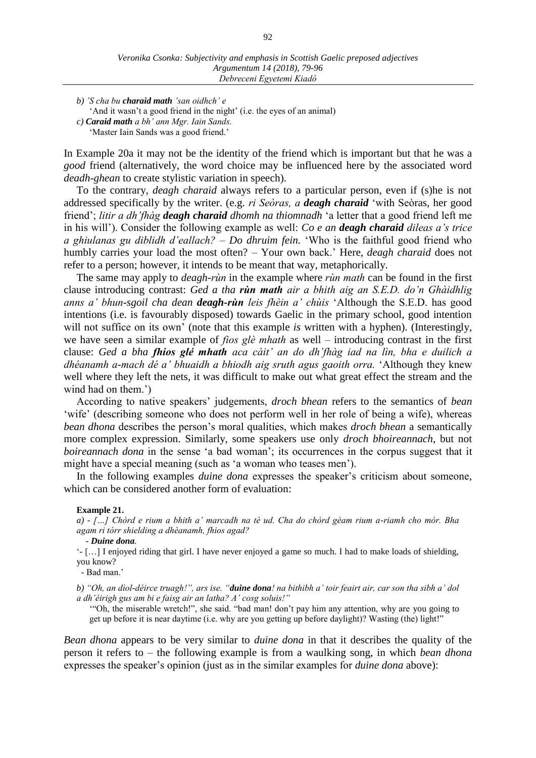b) *'S cha bu* ***charaid math*** *'san oidhch' e*

'And it wasn't a good friend in the night' (i.e. the eyes of an animal)

c) ***Caraid math*** *a bh' ann Mgr. Iain Sands.*

'Master Iain Sands was a good friend.'

In Example 20a it may not be the identity of the friend which is important but that he was a *good* friend (alternatively, the word choice may be influenced here by the associated word *deadh-ghean* to create stylistic variation in speech).

To the contrary, *deagh charaid* always refers to a particular person, even if (s)he is not addressed specifically by the writer. (e.g. *ri Seòras, a* ***deagh charaid*** 'with Seòras, her good friend'; *litir a dh'fhàg* ***deagh charaid*** *dhomh na thiomnadh* 'a letter that a good friend left me in his will'). Consider the following example as well: *Co e an* ***deagh charaid*** *dileas a's trice a ghiulanas gu diblidh d'eallach? – Do dhruim fein.* 'Who is the faithful good friend who humbly carries your load the most often? – Your own back.' Here, *deagh charaid* does not refer to a person; however, it intends to be meant that way, metaphorically.

The same may apply to *deagh-rùn* in the example where *rùn math* can be found in the first clause introducing contrast: *Ged a tha* ***rùn math*** *air a bhith aig an S.E.D. do'n Ghàidhlig anns a' bhun-sgoil cha dean* ***deagh-rùn*** *leis fhèin a' chùis* 'Although the S.E.D. has good intentions (i.e. is favourably disposed) towards Gaelic in the primary school, good intention will not suffice on its own' (note that this example *is* written with a hyphen). (Interestingly, we have seen a similar example of *fios glè mhath* as well – introducing contrast in the first clause: *Ged a bha* ***fhios glé mhath*** *aca càit' an do dh'fhàg iad na lìn, bha e duilich a dhéanamh a-mach dé a' bhuaidh a bhiodh aig sruth agus gaoith orra.* 'Although they knew well where they left the nets, it was difficult to make out what great effect the stream and the wind had on them.')

According to native speakers' judgements, *droch bhean* refers to the semantics of *bean* 'wife' (describing someone who does not perform well in her role of being a wife), whereas *bean dhona* describes the person's moral qualities, which makes *droch bhean* a semantically more complex expression. Similarly, some speakers use only *droch bhoireannach*, but not *boireannach dona* in the sense 'a bad woman'; its occurrences in the corpus suggest that it might have a special meaning (such as 'a woman who teases men').

In the following examples *duine dona* expresses the speaker's criticism about someone, which can be considered another form of evaluation:

**Example 21.**

a) *- […] Chòrd e rium a bhith a' marcadh na tè ud. Cha do chòrd gèam rium a-riamh cho mòr. Bha agam ri tòrr shielding a dhèanamh, fhios agad?*

*-* ***Duine dona.***

'- […] I enjoyed riding that girl. I have never enjoyed a game so much. I had to make loads of shielding, you know?

- Bad man.'

b) *"Oh, an dìol-déirce truagh!", ars ise. "****duine dona****! na bithibh a' toir feairt air, car son tha sibh a' dol a dh'éirigh gus am bi e faisg air an latha? A' cosg soluis!"*

'"Oh, the miserable wretch!", she said. "bad man! don't pay him any attention, why are you going to get up before it is near daytime (i.e. why are you getting up before daylight)? Wasting (the) light!"

*Bean dhona* appears to be very similar to *duine dona* in that it describes the quality of the person it refers to – the following example is from a waulking song, in which *bean dhona* expresses the speaker's opinion (just as in the similar examples for *duine dona* above):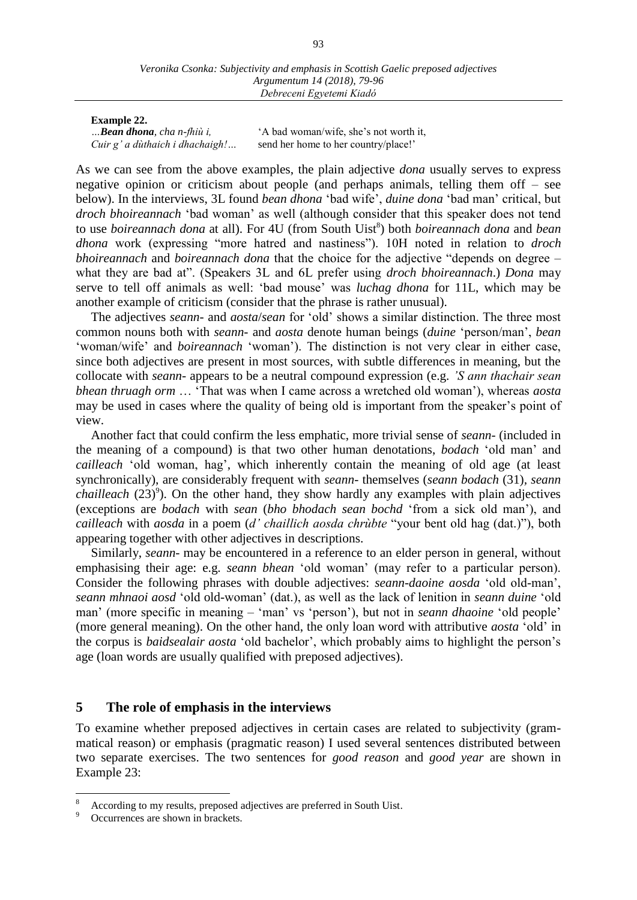**Example 22.**

| | |
|---|---|
| *…**Bean dhona**, cha n-fhiù i,* | 'A bad woman/wife, she's not worth it, |
| *Cuir g' a dùthaich i dhachaigh!…* | send her home to her country/place!' |

As we can see from the above examples, the plain adjective *dona* usually serves to express negative opinion or criticism about people (and perhaps animals, telling them off – see below). In the interviews, 3L found *bean dhona* 'bad wife', *duine dona* 'bad man' critical, but *droch bhoireannach* 'bad woman' as well (although consider that this speaker does not tend to use *boireannach dona* at all). For 4U (from South Uist[8]) both *boireannach dona* and *bean dhona* work (expressing "more hatred and nastiness"). 10H noted in relation to *droch bhoireannach* and *boireannach dona* that the choice for the adjective "depends on degree – what they are bad at". (Speakers 3L and 6L prefer using *droch bhoireannach*.) *Dona* may serve to tell off animals as well: 'bad mouse' was *luchag dhona* for 11L, which may be another example of criticism (consider that the phrase is rather unusual).

The adjectives *seann-* and *aosta*/*sean* for 'old' shows a similar distinction. The three most common nouns both with *seann-* and *aosta* denote human beings (*duine* 'person/man', *bean* 'woman/wife' and *boireannach* 'woman'). The distinction is not very clear in either case, since both adjectives are present in most sources, with subtle differences in meaning, but the collocate with *seann-* appears to be a neutral compound expression (e.g. *'S ann thachair sean bhean thruagh orm* … 'That was when I came across a wretched old woman'), whereas *aosta* may be used in cases where the quality of being old is important from the speaker's point of view.

Another fact that could confirm the less emphatic, more trivial sense of *seann-* (included in the meaning of a compound) is that two other human denotations, *bodach* 'old man' and *cailleach* 'old woman, hag', which inherently contain the meaning of old age (at least synchronically), are considerably frequent with *seann-* themselves (*seann bodach* (31), *seann chailleach* (23)[9]). On the other hand, they show hardly any examples with plain adjectives (exceptions are *bodach* with *sean* (*bho bhodach sean bochd* 'from a sick old man'), and *cailleach* with *aosda* in a poem (*d' chaillich aosda chrùbte* "your bent old hag (dat.)"), both appearing together with other adjectives in descriptions.

Similarly, *seann-* may be encountered in a reference to an elder person in general, without emphasising their age: e.g. *seann bhean* 'old woman' (may refer to a particular person). Consider the following phrases with double adjectives: *seann-daoine aosda* 'old old-man', *seann mhnaoi aosd* 'old old-woman' (dat.), as well as the lack of lenition in *seann duine* 'old man' (more specific in meaning – 'man' vs 'person'), but not in *seann dhaoine* 'old people' (more general meaning). On the other hand, the only loan word with attributive *aosta* 'old' in the corpus is *baidsealair aosta* 'old bachelor', which probably aims to highlight the person's age (loan words are usually qualified with preposed adjectives).

## 5 The role of emphasis in the interviews

To examine whether preposed adjectives in certain cases are related to subjectivity (grammatical reason) or emphasis (pragmatic reason) I used several sentences distributed between two separate exercises. The two sentences for *good reason* and *good year* are shown in Example 23:

---

[8] According to my results, preposed adjectives are preferred in South Uist.

[9] Occurrences are shown in brackets.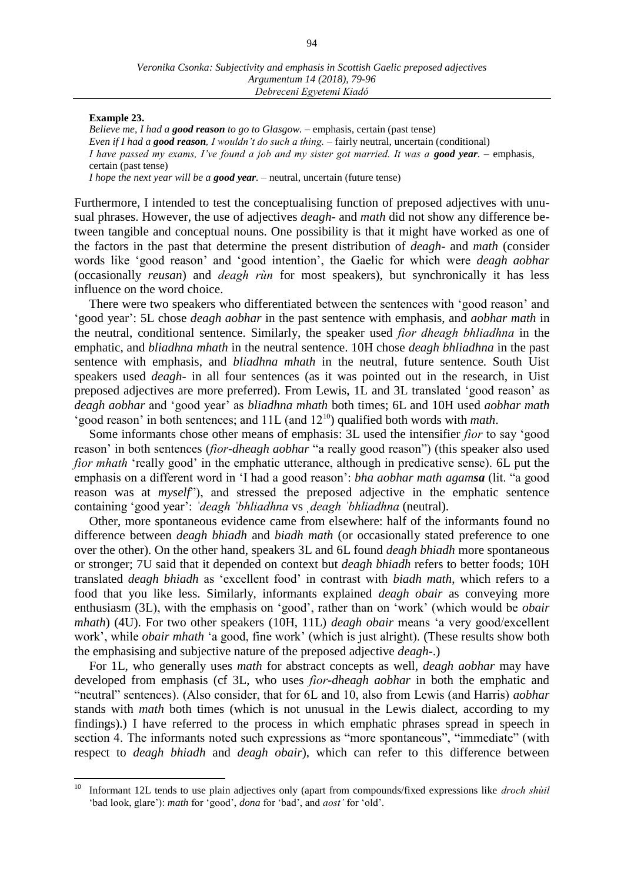**Example 23.**

*Believe me, I had a* ***good reason*** *to go to Glasgow.* – emphasis, certain (past tense)
*Even if I had a* ***good reason****, I wouldn't do such a thing.* – fairly neutral, uncertain (conditional)
*I have passed my exams, I've found a job and my sister got married. It was a* ***good year****.* – emphasis, certain (past tense)
*I hope the next year will be a* ***good year****.* – neutral, uncertain (future tense)

Furthermore, I intended to test the conceptualising function of preposed adjectives with unusual phrases. However, the use of adjectives *deagh-* and *math* did not show any difference between tangible and conceptual nouns. One possibility is that it might have worked as one of the factors in the past that determine the present distribution of *deagh-* and *math* (consider words like 'good reason' and 'good intention', the Gaelic for which were *deagh aobhar* (occasionally *reusan*) and *deagh rùn* for most speakers), but synchronically it has less influence on the word choice.

There were two speakers who differentiated between the sentences with 'good reason' and 'good year': 5L chose *deagh aobhar* in the past sentence with emphasis, and *aobhar math* in the neutral, conditional sentence. Similarly, the speaker used *fìor dheagh bhliadhna* in the emphatic, and *bliadhna mhath* in the neutral sentence. 10H chose *deagh bhliadhna* in the past sentence with emphasis, and *bliadhna mhath* in the neutral, future sentence. South Uist speakers used *deagh-* in all four sentences (as it was pointed out in the research, in Uist preposed adjectives are more preferred). From Lewis, 1L and 3L translated 'good reason' as *deagh aobhar* and 'good year' as *bliadhna mhath* both times; 6L and 10H used *aobhar math* 'good reason' in both sentences; and 11L (and 12[10]) qualified both words with *math*.

Some informants chose other means of emphasis: 3L used the intensifier *fìor* to say 'good reason' in both sentences (*fìor-dheagh aobhar* "a really good reason") (this speaker also used *fìor mhath* 'really good' in the emphatic utterance, although in predicative sense). 6L put the emphasis on a different word in 'I had a good reason': *bha aobhar math agam**sa*** (lit. "a good reason was at *myself*"), and stressed the preposed adjective in the emphatic sentence containing 'good year': *ˈdeagh ˈbhliadhna* vs *ˌdeagh ˈbhliadhna* (neutral).

Other, more spontaneous evidence came from elsewhere: half of the informants found no difference between *deagh bhiadh* and *biadh math* (or occasionally stated preference to one over the other). On the other hand, speakers 3L and 6L found *deagh bhiadh* more spontaneous or stronger; 7U said that it depended on context but *deagh bhiadh* refers to better foods; 10H translated *deagh bhiadh* as 'excellent food' in contrast with *biadh math*, which refers to a food that you like less. Similarly, informants explained *deagh obair* as conveying more enthusiasm (3L), with the emphasis on 'good', rather than on 'work' (which would be *obair mhath*) (4U). For two other speakers (10H, 11L) *deagh obair* means 'a very good/excellent work', while *obair mhath* 'a good, fine work' (which is just alright). (These results show both the emphasising and subjective nature of the preposed adjective *deagh-*.)

For 1L, who generally uses *math* for abstract concepts as well, *deagh aobhar* may have developed from emphasis (cf 3L, who uses *fìor-dheagh aobhar* in both the emphatic and "neutral" sentences). (Also consider, that for 6L and 10, also from Lewis (and Harris) *aobhar* stands with *math* both times (which is not unusual in the Lewis dialect, according to my findings).) I have referred to the process in which emphatic phrases spread in speech in section 4. The informants noted such expressions as "more spontaneous", "immediate" (with respect to *deagh bhiadh* and *deagh obair*), which can refer to this difference between

---

[10] Informant 12L tends to use plain adjectives only (apart from compounds/fixed expressions like *droch shùil* 'bad look, glare'): *math* for 'good', *dona* for 'bad', and *aost'* for 'old'.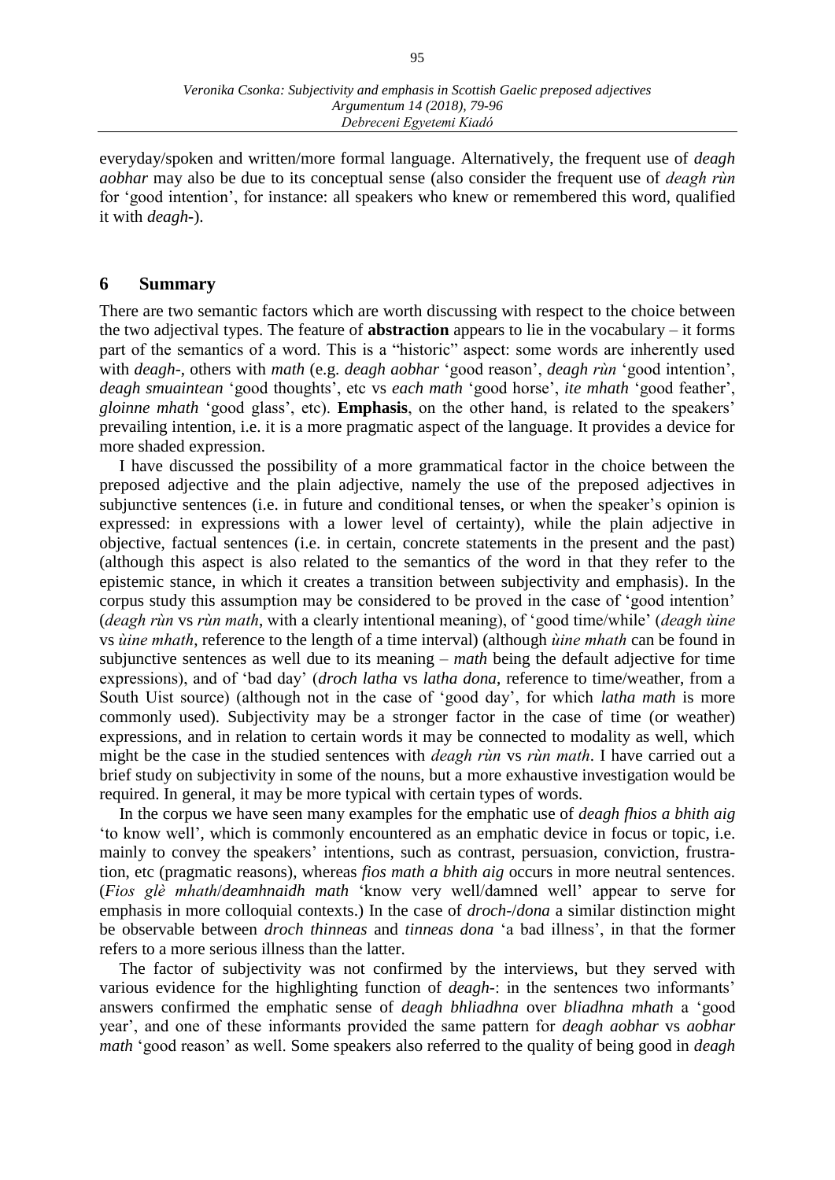everyday/spoken and written/more formal language. Alternatively, the frequent use of *deagh aobhar* may also be due to its conceptual sense (also consider the frequent use of *deagh rùn* for 'good intention', for instance: all speakers who knew or remembered this word, qualified it with *deagh-*).

## 6 Summary

There are two semantic factors which are worth discussing with respect to the choice between the two adjectival types. The feature of **abstraction** appears to lie in the vocabulary – it forms part of the semantics of a word. This is a "historic" aspect: some words are inherently used with *deagh-*, others with *math* (e.g. *deagh aobhar* 'good reason', *deagh rùn* 'good intention', *deagh smuaintean* 'good thoughts', etc vs *each math* 'good horse', *ite mhath* 'good feather', *gloinne mhath* 'good glass', etc). **Emphasis**, on the other hand, is related to the speakers' prevailing intention, i.e. it is a more pragmatic aspect of the language. It provides a device for more shaded expression.

I have discussed the possibility of a more grammatical factor in the choice between the preposed adjective and the plain adjective, namely the use of the preposed adjectives in subjunctive sentences (i.e. in future and conditional tenses, or when the speaker's opinion is expressed: in expressions with a lower level of certainty), while the plain adjective in objective, factual sentences (i.e. in certain, concrete statements in the present and the past) (although this aspect is also related to the semantics of the word in that they refer to the epistemic stance, in which it creates a transition between subjectivity and emphasis). In the corpus study this assumption may be considered to be proved in the case of 'good intention' (*deagh rùn* vs *rùn math*, with a clearly intentional meaning), of 'good time/while' (*deagh ùine* vs *ùine mhath*, reference to the length of a time interval) (although *ùine mhath* can be found in subjunctive sentences as well due to its meaning – *math* being the default adjective for time expressions), and of 'bad day' (*droch latha* vs *latha dona*, reference to time/weather, from a South Uist source) (although not in the case of 'good day', for which *latha math* is more commonly used). Subjectivity may be a stronger factor in the case of time (or weather) expressions, and in relation to certain words it may be connected to modality as well, which might be the case in the studied sentences with *deagh rùn* vs *rùn math*. I have carried out a brief study on subjectivity in some of the nouns, but a more exhaustive investigation would be required. In general, it may be more typical with certain types of words.

In the corpus we have seen many examples for the emphatic use of *deagh fhios a bhith aig* 'to know well', which is commonly encountered as an emphatic device in focus or topic, i.e. mainly to convey the speakers' intentions, such as contrast, persuasion, conviction, frustration, etc (pragmatic reasons), whereas *fios math a bhith aig* occurs in more neutral sentences. (*Fios glè mhath*/*deamhnaidh math* 'know very well/damned well' appear to serve for emphasis in more colloquial contexts.) In the case of *droch-*/*dona* a similar distinction might be observable between *droch thinneas* and *tinneas dona* 'a bad illness', in that the former refers to a more serious illness than the latter.

The factor of subjectivity was not confirmed by the interviews, but they served with various evidence for the highlighting function of *deagh-*: in the sentences two informants' answers confirmed the emphatic sense of *deagh bhliadhna* over *bliadhna mhath* a 'good year', and one of these informants provided the same pattern for *deagh aobhar* vs *aobhar math* 'good reason' as well. Some speakers also referred to the quality of being good in *deagh*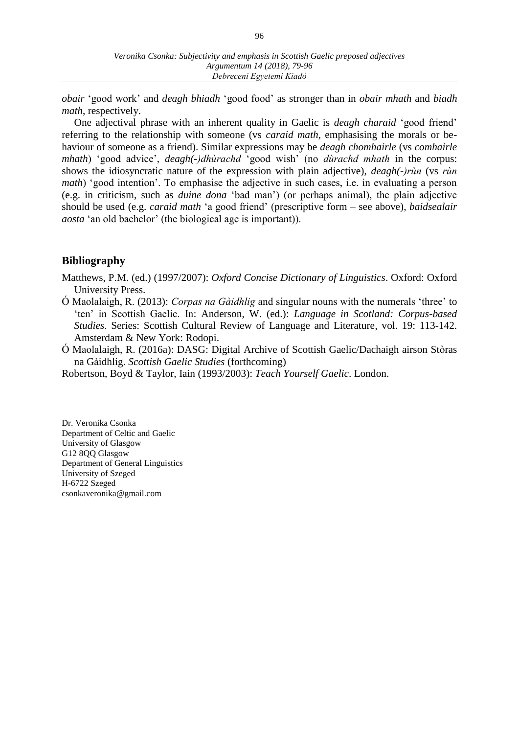*obair* 'good work' and *deagh bhiadh* 'good food' as stronger than in *obair mhath* and *biadh math*, respectively.

One adjectival phrase with an inherent quality in Gaelic is *deagh charaid* 'good friend' referring to the relationship with someone (vs *caraid math*, emphasising the morals or behaviour of someone as a friend). Similar expressions may be *deagh chomhairle* (vs *comhairle mhath*) 'good advice', *deagh(-)dhùrachd* 'good wish' (no *dùrachd mhath* in the corpus: shows the idiosyncratic nature of the expression with plain adjective), *deagh(-)rùn* (vs *rùn math*) 'good intention'. To emphasise the adjective in such cases, i.e. in evaluating a person (e.g. in criticism, such as *duine dona* 'bad man') (or perhaps animal), the plain adjective should be used (e.g. *caraid math* 'a good friend' (prescriptive form – see above), *baidsealair aosta* 'an old bachelor' (the biological age is important)).

## Bibliography

Matthews, P.M. (ed.) (1997/2007): *Oxford Concise Dictionary of Linguistics*. Oxford: Oxford University Press.

Ó Maolalaigh, R. (2013): *Corpas na Gàidhlig* and singular nouns with the numerals 'three' to 'ten' in Scottish Gaelic. In: Anderson, W. (ed.): *Language in Scotland: Corpus-based Studies*. Series: Scottish Cultural Review of Language and Literature, vol. 19: 113-142. Amsterdam & New York: Rodopi.

Ó Maolalaigh, R. (2016a): DASG: Digital Archive of Scottish Gaelic/Dachaigh airson Stòras na Gàidhlig. *Scottish Gaelic Studies* (forthcoming)

Robertson, Boyd & Taylor, Iain (1993/2003): *Teach Yourself Gaelic*. London.

Dr. Veronika Csonka
Department of Celtic and Gaelic
University of Glasgow
G12 8QQ Glasgow
Department of General Linguistics
University of Szeged
H-6722 Szeged
csonkaveronika@gmail.com